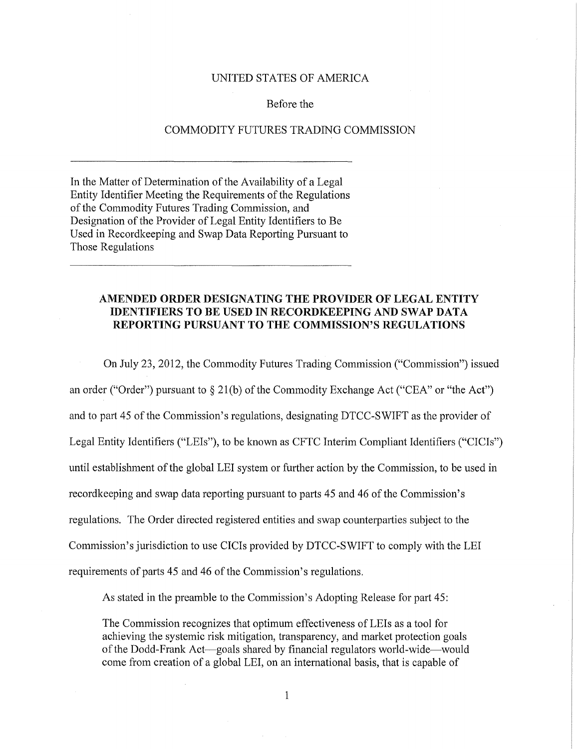UNITED STATES OF AMERICA

Before the

COMMODITY FUTURES TRADING COMMISSION

---

In the Matter of Determination of the Availability of a Legal Entity Identifier Meeting the Requirements of the Regulations of the Commodity Futures Trading Commission, and Designation of the Provider of Legal Entity Identifiers to Be Used in Recordkeeping and Swap Data Reporting Pursuant to Those Regulations

---

**AMENDED ORDER DESIGNATING THE PROVIDER OF LEGAL ENTITY IDENTIFIERS TO BE USED IN RECORDKEEPING AND SWAP DATA REPORTING PURSUANT TO THE COMMISSION'S REGULATIONS**

On July 23, 2012, the Commodity Futures Trading Commission ("Commission") issued an order ("Order") pursuant to § 21(b) of the Commodity Exchange Act ("CEA" or "the Act") and to part 45 of the Commission's regulations, designating DTCC-SWIFT as the provider of Legal Entity Identifiers ("LEIs"), to be known as CFTC Interim Compliant Identifiers ("CICIs") until establishment of the global LEI system or further action by the Commission, to be used in recordkeeping and swap data reporting pursuant to parts 45 and 46 of the Commission's regulations. The Order directed registered entities and swap counterparties subject to the Commission's jurisdiction to use CICIs provided by DTCC-SWIFT to comply with the LEI requirements of parts 45 and 46 of the Commission's regulations.

As stated in the preamble to the Commission's Adopting Release for part 45:

> The Commission recognizes that optimum effectiveness of LEIs as a tool for achieving the systemic risk mitigation, transparency, and market protection goals of the Dodd-Frank Act—goals shared by financial regulators world-wide—would come from creation of a global LEI, on an international basis, that is capable of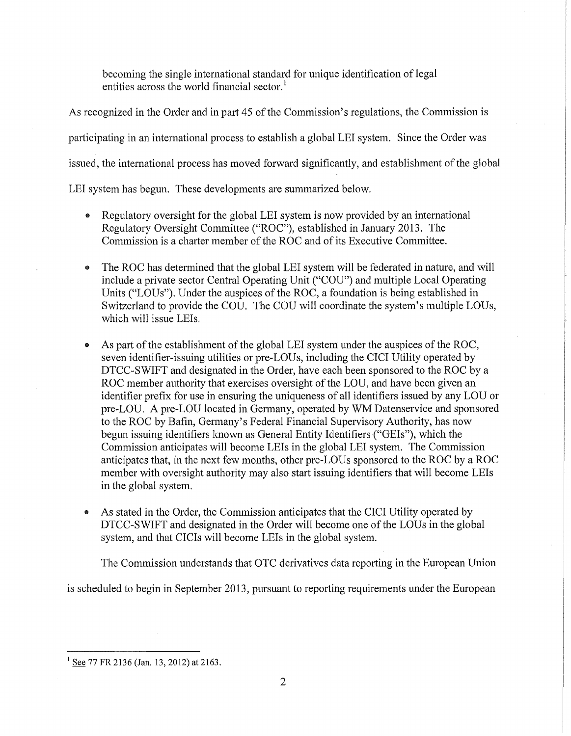becoming the single international standard for unique identification of legal entities across the world financial sector.[1]

As recognized in the Order and in part 45 of the Commission's regulations, the Commission is participating in an international process to establish a global LEI system. Since the Order was issued, the international process has moved forward significantly, and establishment of the global LEI system has begun. These developments are summarized below.

- Regulatory oversight for the global LEI system is now provided by an international Regulatory Oversight Committee ("ROC"), established in January 2013. The Commission is a charter member of the ROC and of its Executive Committee.
- The ROC has determined that the global LEI system will be federated in nature, and will include a private sector Central Operating Unit ("COU") and multiple Local Operating Units ("LOUs"). Under the auspices of the ROC, a foundation is being established in Switzerland to provide the COU. The COU will coordinate the system's multiple LOUs, which will issue LEIs.
- As part of the establishment of the global LEI system under the auspices of the ROC, seven identifier-issuing utilities or pre-LOUs, including the CICI Utility operated by DTCC-SWIFT and designated in the Order, have each been sponsored to the ROC by a ROC member authority that exercises oversight of the LOU, and have been given an identifier prefix for use in ensuring the uniqueness of all identifiers issued by any LOU or pre-LOU. A pre-LOU located in Germany, operated by WM Datenservice and sponsored to the ROC by Bafin, Germany's Federal Financial Supervisory Authority, has now begun issuing identifiers known as General Entity Identifiers ("GEIs"), which the Commission anticipates will become LEIs in the global LEI system. The Commission anticipates that, in the next few months, other pre-LOUs sponsored to the ROC by a ROC member with oversight authority may also start issuing identifiers that will become LEIs in the global system.
- As stated in the Order, the Commission anticipates that the CICI Utility operated by DTCC-SWIFT and designated in the Order will become one of the LOUs in the global system, and that CICIs will become LEIs in the global system.

The Commission understands that OTC derivatives data reporting in the European Union is scheduled to begin in September 2013, pursuant to reporting requirements under the European

[1] See 77 FR 2136 (Jan. 13, 2012) at 2163.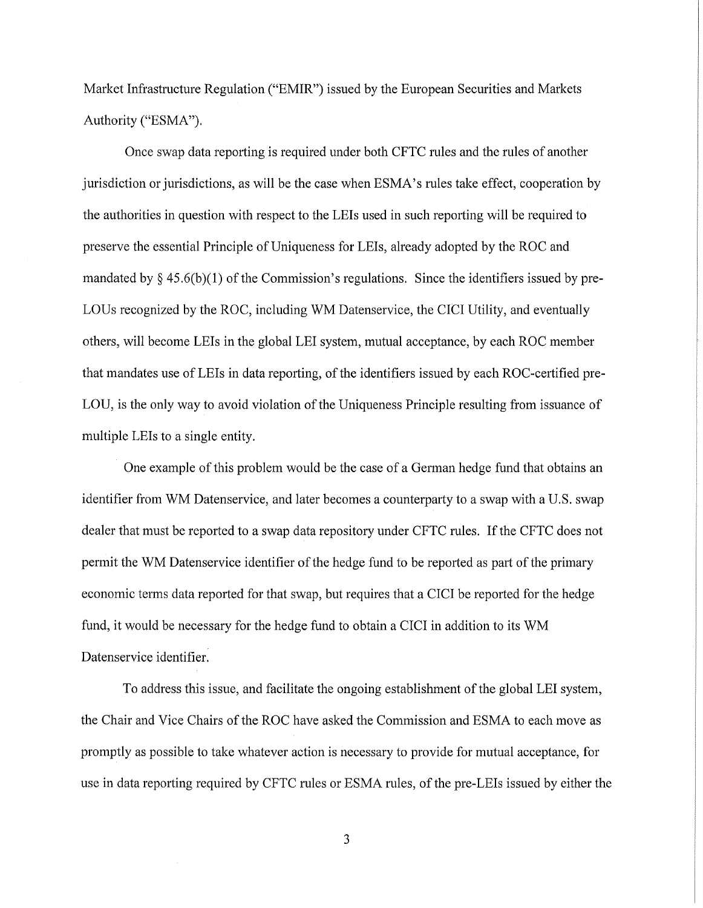Market Infrastructure Regulation ("EMIR") issued by the European Securities and Markets Authority ("ESMA").

Once swap data reporting is required under both CFTC rules and the rules of another jurisdiction or jurisdictions, as will be the case when ESMA's rules take effect, cooperation by the authorities in question with respect to the LEIs used in such reporting will be required to preserve the essential Principle of Uniqueness for LEIs, already adopted by the ROC and mandated by § 45.6(b)(1) of the Commission's regulations. Since the identifiers issued by pre-LOUs recognized by the ROC, including WM Datenservice, the CICI Utility, and eventually others, will become LEIs in the global LEI system, mutual acceptance, by each ROC member that mandates use of LEIs in data reporting, of the identifiers issued by each ROC-certified pre-LOU, is the only way to avoid violation of the Uniqueness Principle resulting from issuance of multiple LEIs to a single entity.

One example of this problem would be the case of a German hedge fund that obtains an identifier from WM Datenservice, and later becomes a counterparty to a swap with a U.S. swap dealer that must be reported to a swap data repository under CFTC rules. If the CFTC does not permit the WM Datenservice identifier of the hedge fund to be reported as part of the primary economic terms data reported for that swap, but requires that a CICI be reported for the hedge fund, it would be necessary for the hedge fund to obtain a CICI in addition to its WM Datenservice identifier.

To address this issue, and facilitate the ongoing establishment of the global LEI system, the Chair and Vice Chairs of the ROC have asked the Commission and ESMA to each move as promptly as possible to take whatever action is necessary to provide for mutual acceptance, for use in data reporting required by CFTC rules or ESMA rules, of the pre-LEIs issued by either the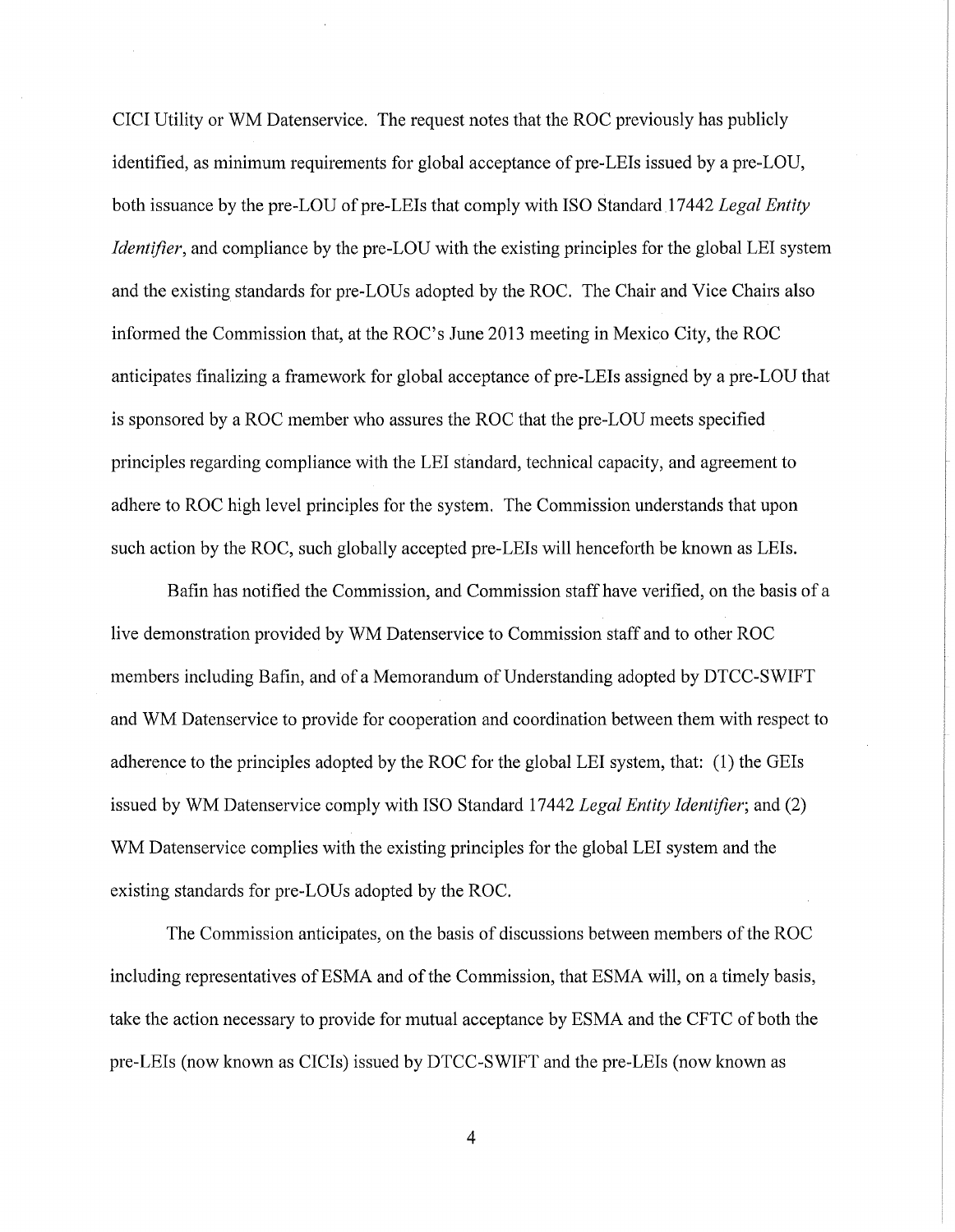CICI Utility or WM Datenservice. The request notes that the ROC previously has publicly identified, as minimum requirements for global acceptance of pre-LEIs issued by a pre-LOU, both issuance by the pre-LOU of pre-LEIs that comply with ISO Standard 17442 *Legal Entity Identifier*, and compliance by the pre-LOU with the existing principles for the global LEI system and the existing standards for pre-LOUs adopted by the ROC. The Chair and Vice Chairs also informed the Commission that, at the ROC's June 2013 meeting in Mexico City, the ROC anticipates finalizing a framework for global acceptance of pre-LEIs assigned by a pre-LOU that is sponsored by a ROC member who assures the ROC that the pre-LOU meets specified principles regarding compliance with the LEI standard, technical capacity, and agreement to adhere to ROC high level principles for the system. The Commission understands that upon such action by the ROC, such globally accepted pre-LEIs will henceforth be known as LEIs.

Bafin has notified the Commission, and Commission staff have verified, on the basis of a live demonstration provided by WM Datenservice to Commission staff and to other ROC members including Bafin, and of a Memorandum of Understanding adopted by DTCC-SWIFT and WM Datenservice to provide for cooperation and coordination between them with respect to adherence to the principles adopted by the ROC for the global LEI system, that: (1) the GEIs issued by WM Datenservice comply with ISO Standard 17442 *Legal Entity Identifier*; and (2) WM Datenservice complies with the existing principles for the global LEI system and the existing standards for pre-LOUs adopted by the ROC.

The Commission anticipates, on the basis of discussions between members of the ROC including representatives of ESMA and of the Commission, that ESMA will, on a timely basis, take the action necessary to provide for mutual acceptance by ESMA and the CFTC of both the pre-LEIs (now known as CICIs) issued by DTCC-SWIFT and the pre-LEIs (now known as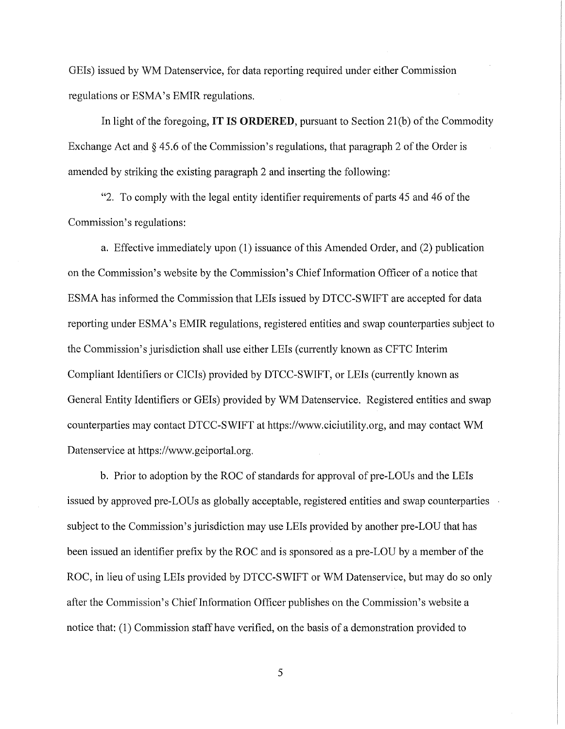GEIs) issued by WM Datenservice, for data reporting required under either Commission regulations or ESMA's EMIR regulations.

In light of the foregoing, **IT IS ORDERED**, pursuant to Section 21(b) of the Commodity Exchange Act and § 45.6 of the Commission's regulations, that paragraph 2 of the Order is amended by striking the existing paragraph 2 and inserting the following:

"2. To comply with the legal entity identifier requirements of parts 45 and 46 of the Commission's regulations:

a. Effective immediately upon (1) issuance of this Amended Order, and (2) publication on the Commission's website by the Commission's Chief Information Officer of a notice that ESMA has informed the Commission that LEIs issued by DTCC-SWIFT are accepted for data reporting under ESMA's EMIR regulations, registered entities and swap counterparties subject to the Commission's jurisdiction shall use either LEIs (currently known as CFTC Interim Compliant Identifiers or CICIs) provided by DTCC-SWIFT, or LEIs (currently known as General Entity Identifiers or GEIs) provided by WM Datenservice. Registered entities and swap counterparties may contact DTCC-SWIFT at https://www.ciciutility.org, and may contact WM Datenservice at https://www.geiportal.org.

b. Prior to adoption by the ROC of standards for approval of pre-LOUs and the LEIs issued by approved pre-LOUs as globally acceptable, registered entities and swap counterparties subject to the Commission's jurisdiction may use LEIs provided by another pre-LOU that has been issued an identifier prefix by the ROC and is sponsored as a pre-LOU by a member of the ROC, in lieu of using LEIs provided by DTCC-SWIFT or WM Datenservice, but may do so only after the Commission's Chief Information Officer publishes on the Commission's website a notice that: (1) Commission staff have verified, on the basis of a demonstration provided to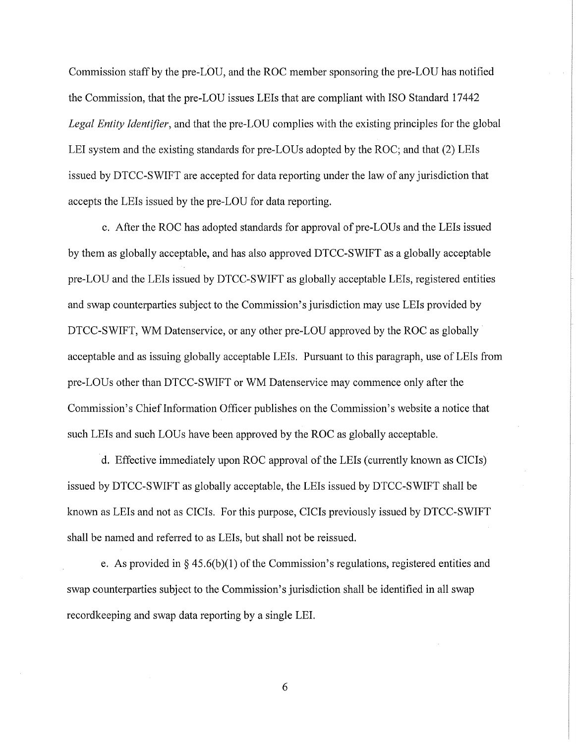Commission staff by the pre-LOU, and the ROC member sponsoring the pre-LOU has notified the Commission, that the pre-LOU issues LEIs that are compliant with ISO Standard 17442 *Legal Entity Identifier*, and that the pre-LOU complies with the existing principles for the global LEI system and the existing standards for pre-LOUs adopted by the ROC; and that (2) LEIs issued by DTCC-SWIFT are accepted for data reporting under the law of any jurisdiction that accepts the LEIs issued by the pre-LOU for data reporting.

c. After the ROC has adopted standards for approval of pre-LOUs and the LEIs issued by them as globally acceptable, and has also approved DTCC-SWIFT as a globally acceptable pre-LOU and the LEIs issued by DTCC-SWIFT as globally acceptable LEIs, registered entities and swap counterparties subject to the Commission's jurisdiction may use LEIs provided by DTCC-SWIFT, WM Datenservice, or any other pre-LOU approved by the ROC as globally acceptable and as issuing globally acceptable LEIs. Pursuant to this paragraph, use of LEIs from pre-LOUs other than DTCC-SWIFT or WM Datenservice may commence only after the Commission's Chief Information Officer publishes on the Commission's website a notice that such LEIs and such LOUs have been approved by the ROC as globally acceptable.

d. Effective immediately upon ROC approval of the LEIs (currently known as CICIs) issued by DTCC-SWIFT as globally acceptable, the LEIs issued by DTCC-SWIFT shall be known as LEIs and not as CICIs. For this purpose, CICIs previously issued by DTCC-SWIFT shall be named and referred to as LEIs, but shall not be reissued.

e. As provided in § 45.6(b)(1) of the Commission's regulations, registered entities and swap counterparties subject to the Commission's jurisdiction shall be identified in all swap recordkeeping and swap data reporting by a single LEI.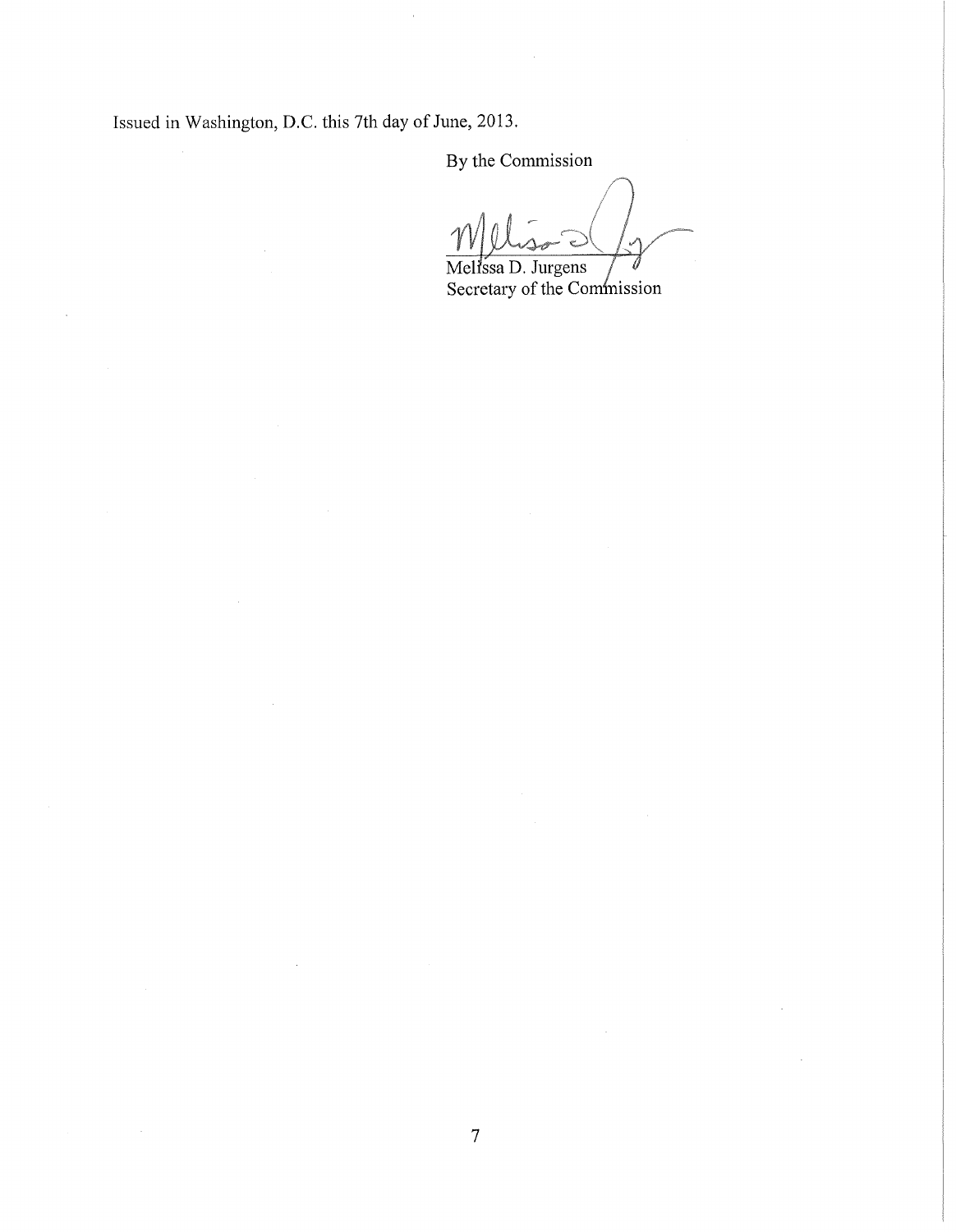Issued in Washington, D.C. this 7th day of June, 2013.

By the Commission

Melissa D. Jurgens
Secretary of the Commission